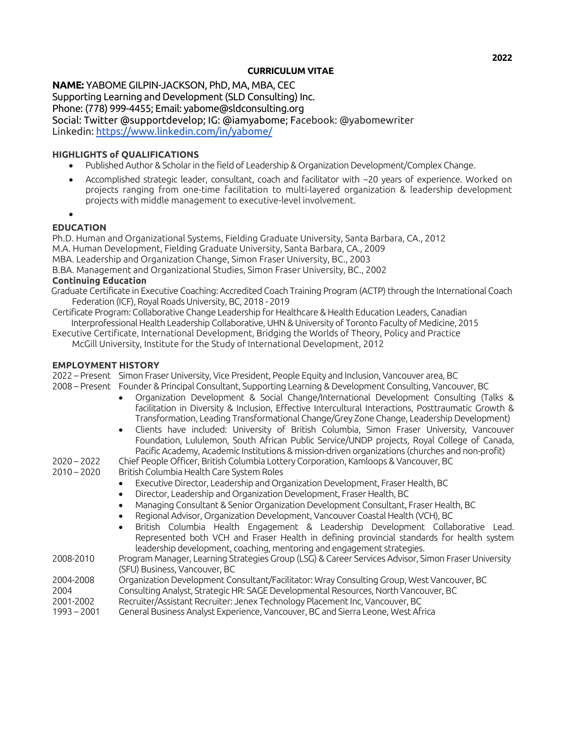2022

# CURRICULUM VITAE

**NAME:** YABOME GILPIN-JACKSON, PhD, MA, MBA, CEC
Supporting Learning and Development (SLD Consulting) Inc.
Phone: (778) 999-4455; Email: yabome@sldconsulting.org
Social: Twitter @supportdevelop; IG: @iamyabome; Facebook: @yabomewriter
Linkedin: [https://www.linkedin.com/in/yabome/](https://www.linkedin.com/in/yabome/)

## HIGHLIGHTS of QUALIFICATIONS

- Published Author & Scholar in the field of Leadership & Organization Development/Complex Change.
- Accomplished strategic leader, consultant, coach and facilitator with ~20 years of experience. Worked on projects ranging from one-time facilitation to multi-layered organization & leadership development projects with middle management to executive-level involvement.
- 

## EDUCATION

Ph.D. Human and Organizational Systems, Fielding Graduate University, Santa Barbara, CA., 2012
M.A. Human Development, Fielding Graduate University, Santa Barbara, CA., 2009
MBA. Leadership and Organization Change, Simon Fraser University, BC., 2003
B.BA. Management and Organizational Studies, Simon Fraser University, BC., 2002

### Continuing Education

Graduate Certificate in Executive Coaching: Accredited Coach Training Program (ACTP) through the International Coach Federation (ICF), Royal Roads University, BC, 2018 - 2019

Certificate Program: Collaborative Change Leadership for Healthcare & Health Education Leaders, Canadian Interprofessional Health Leadership Collaborative, UHN & University of Toronto Faculty of Medicine, 2015

Executive Certificate, International Development, Bridging the Worlds of Theory, Policy and Practice McGill University, Institute for the Study of International Development, 2012

## EMPLOYMENT HISTORY

2022 – Present Simon Fraser University, Vice President, People Equity and Inclusion, Vancouver area, BC

2008 – Present Founder & Principal Consultant, Supporting Learning & Development Consulting, Vancouver, BC

- Organization Development & Social Change/International Development Consulting (Talks & facilitation in Diversity & Inclusion, Effective Intercultural Interactions, Posttraumatic Growth & Transformation, Leading Transformational Change/Grey Zone Change, Leadership Development)
- Clients have included: University of British Columbia, Simon Fraser University, Vancouver Foundation, Lululemon, South African Public Service/UNDP projects, Royal College of Canada, Pacific Academy, Academic Institutions & mission-driven organizations (churches and non-profit)

2020 – 2022 Chief People Officer, British Columbia Lottery Corporation, Kamloops & Vancouver, BC

2010 – 2020 British Columbia Health Care System Roles

- Executive Director, Leadership and Organization Development, Fraser Health, BC
- Director, Leadership and Organization Development, Fraser Health, BC
- Managing Consultant & Senior Organization Development Consultant, Fraser Health, BC
- Regional Advisor, Organization Development, Vancouver Coastal Health (VCH), BC
- British Columbia Health Engagement & Leadership Development Collaborative Lead. Represented both VCH and Fraser Health in defining provincial standards for health system leadership development, coaching, mentoring and engagement strategies.

2008-2010 Program Manager, Learning Strategies Group (LSG) & Career Services Advisor, Simon Fraser University (SFU) Business, Vancouver, BC

2004-2008 Organization Development Consultant/Facilitator: Wray Consulting Group, West Vancouver, BC

2004 Consulting Analyst, Strategic HR: SAGE Developmental Resources, North Vancouver, BC

2001-2002 Recruiter/Assistant Recruiter: Jenex Technology Placement Inc, Vancouver, BC

1993 – 2001 General Business Analyst Experience, Vancouver, BC and Sierra Leone, West Africa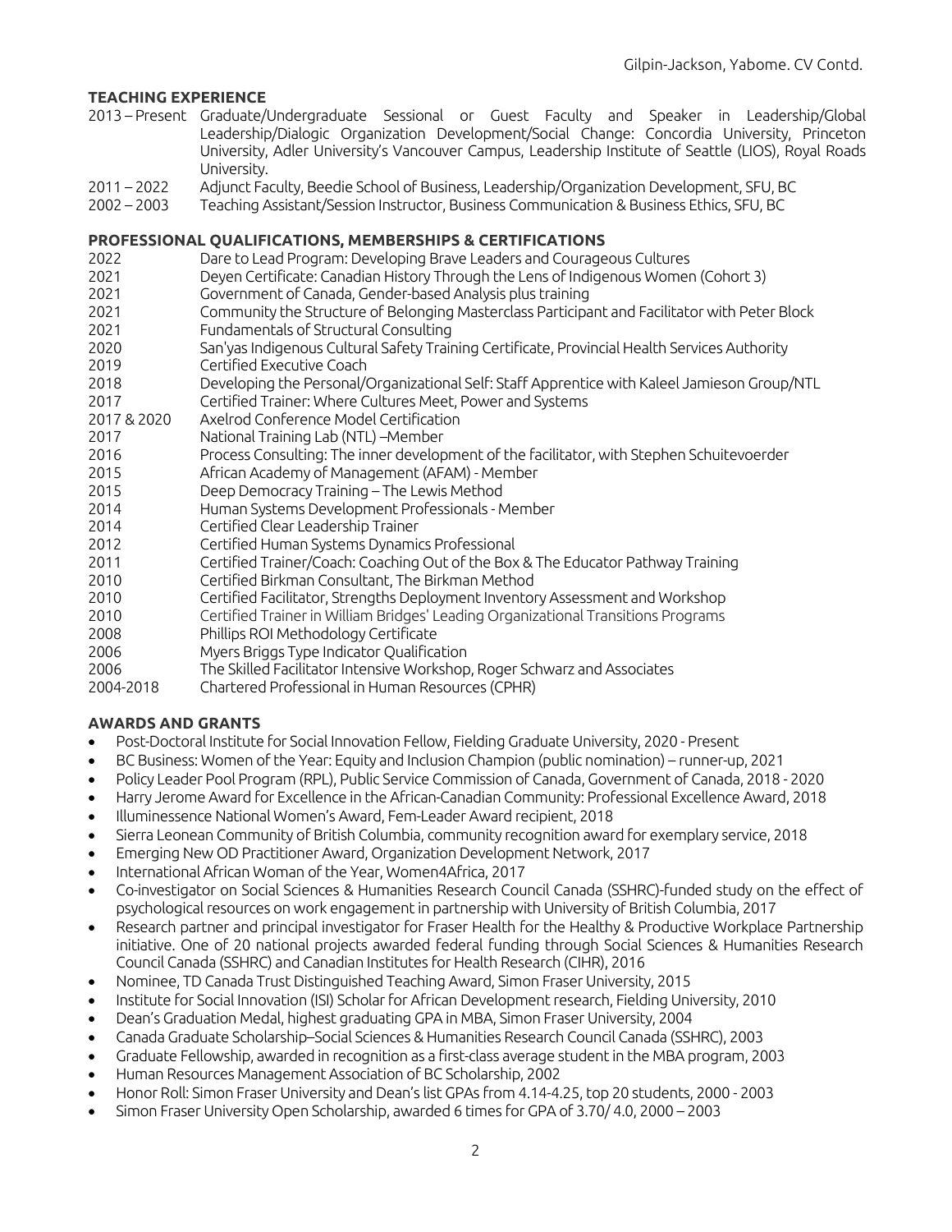## TEACHING EXPERIENCE

2013 – Present Graduate/Undergraduate Sessional or Guest Faculty and Speaker in Leadership/Global Leadership/Dialogic Organization Development/Social Change: Concordia University, Princeton University, Adler University's Vancouver Campus, Leadership Institute of Seattle (LIOS), Royal Roads University.

2011 – 2022 Adjunct Faculty, Beedie School of Business, Leadership/Organization Development, SFU, BC

2002 – 2003 Teaching Assistant/Session Instructor, Business Communication & Business Ethics, SFU, BC

## PROFESSIONAL QUALIFICATIONS, MEMBERSHIPS & CERTIFICATIONS

2022 Dare to Lead Program: Developing Brave Leaders and Courageous Cultures

2021 Deyen Certificate: Canadian History Through the Lens of Indigenous Women (Cohort 3)

2021 Government of Canada, Gender-based Analysis plus training

2021 Community the Structure of Belonging Masterclass Participant and Facilitator with Peter Block

2021 Fundamentals of Structural Consulting

2020 San'yas Indigenous Cultural Safety Training Certificate, Provincial Health Services Authority

2019 Certified Executive Coach

2018 Developing the Personal/Organizational Self: Staff Apprentice with Kaleel Jamieson Group/NTL

2017 Certified Trainer: Where Cultures Meet, Power and Systems

2017 & 2020 Axelrod Conference Model Certification

2017 National Training Lab (NTL) –Member

2016 Process Consulting: The inner development of the facilitator, with Stephen Schuitevoerder

2015 African Academy of Management (AFAM) - Member

2015 Deep Democracy Training – The Lewis Method

2014 Human Systems Development Professionals - Member

2014 Certified Clear Leadership Trainer

2012 Certified Human Systems Dynamics Professional

2011 Certified Trainer/Coach: Coaching Out of the Box & The Educator Pathway Training

2010 Certified Birkman Consultant, The Birkman Method

2010 Certified Facilitator, Strengths Deployment Inventory Assessment and Workshop

2010 Certified Trainer in William Bridges' Leading Organizational Transitions Programs

2008 Phillips ROI Methodology Certificate

2006 Myers Briggs Type Indicator Qualification

2006 The Skilled Facilitator Intensive Workshop, Roger Schwarz and Associates

2004-2018 Chartered Professional in Human Resources (CPHR)

## AWARDS AND GRANTS

- Post-Doctoral Institute for Social Innovation Fellow, Fielding Graduate University, 2020 - Present
- BC Business: Women of the Year: Equity and Inclusion Champion (public nomination) – runner-up, 2021
- Policy Leader Pool Program (RPL), Public Service Commission of Canada, Government of Canada, 2018 - 2020
- Harry Jerome Award for Excellence in the African-Canadian Community: Professional Excellence Award, 2018
- Illuminessence National Women's Award, Fem-Leader Award recipient, 2018
- Sierra Leonean Community of British Columbia, community recognition award for exemplary service, 2018
- Emerging New OD Practitioner Award, Organization Development Network, 2017
- International African Woman of the Year, Women4Africa, 2017
- Co-investigator on Social Sciences & Humanities Research Council Canada (SSHRC)-funded study on the effect of psychological resources on work engagement in partnership with University of British Columbia, 2017
- Research partner and principal investigator for Fraser Health for the Healthy & Productive Workplace Partnership initiative. One of 20 national projects awarded federal funding through Social Sciences & Humanities Research Council Canada (SSHRC) and Canadian Institutes for Health Research (CIHR), 2016
- Nominee, TD Canada Trust Distinguished Teaching Award, Simon Fraser University, 2015
- Institute for Social Innovation (ISI) Scholar for African Development research, Fielding University, 2010
- Dean's Graduation Medal, highest graduating GPA in MBA, Simon Fraser University, 2004
- Canada Graduate Scholarship–Social Sciences & Humanities Research Council Canada (SSHRC), 2003
- Graduate Fellowship, awarded in recognition as a first-class average student in the MBA program, 2003
- Human Resources Management Association of BC Scholarship, 2002
- Honor Roll: Simon Fraser University and Dean's list GPAs from 4.14-4.25, top 20 students, 2000 - 2003
- Simon Fraser University Open Scholarship, awarded 6 times for GPA of 3.70/ 4.0, 2000 – 2003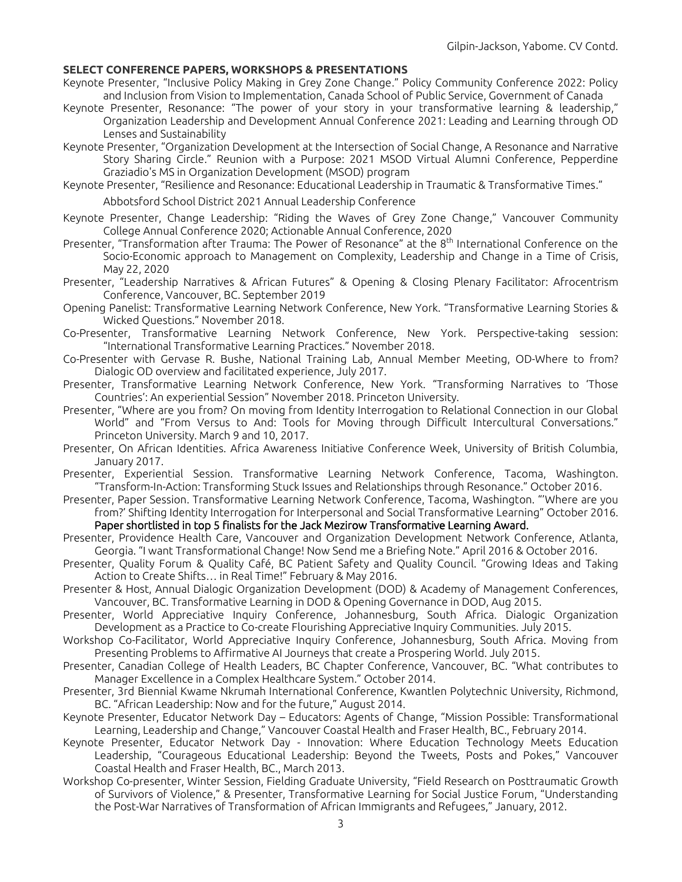## SELECT CONFERENCE PAPERS, WORKSHOPS & PRESENTATIONS

Keynote Presenter, "Inclusive Policy Making in Grey Zone Change." Policy Community Conference 2022: Policy and Inclusion from Vision to Implementation, Canada School of Public Service, Government of Canada

Keynote Presenter, Resonance: "The power of your story in your transformative learning & leadership," Organization Leadership and Development Annual Conference 2021: Leading and Learning through OD Lenses and Sustainability

Keynote Presenter, "Organization Development at the Intersection of Social Change, A Resonance and Narrative Story Sharing Circle." Reunion with a Purpose: 2021 MSOD Virtual Alumni Conference, Pepperdine Graziadio's MS in Organization Development (MSOD) program

Keynote Presenter, "Resilience and Resonance: Educational Leadership in Traumatic & Transformative Times." Abbotsford School District 2021 Annual Leadership Conference

Keynote Presenter, Change Leadership: "Riding the Waves of Grey Zone Change," Vancouver Community College Annual Conference 2020; Actionable Annual Conference, 2020

Presenter, "Transformation after Trauma: The Power of Resonance" at the 8th International Conference on the Socio-Economic approach to Management on Complexity, Leadership and Change in a Time of Crisis, May 22, 2020

Presenter, "Leadership Narratives & African Futures" & Opening & Closing Plenary Facilitator: Afrocentrism Conference, Vancouver, BC. September 2019

Opening Panelist: Transformative Learning Network Conference, New York. "Transformative Learning Stories & Wicked Questions." November 2018.

Co-Presenter, Transformative Learning Network Conference, New York. Perspective-taking session: "International Transformative Learning Practices." November 2018.

Co-Presenter with Gervase R. Bushe, National Training Lab, Annual Member Meeting, OD-Where to from? Dialogic OD overview and facilitated experience, July 2017.

Presenter, Transformative Learning Network Conference, New York. "Transforming Narratives to 'Those Countries': An experiential Session" November 2018. Princeton University.

Presenter, "Where are you from? On moving from Identity Interrogation to Relational Connection in our Global World" and "From Versus to And: Tools for Moving through Difficult Intercultural Conversations." Princeton University. March 9 and 10, 2017.

Presenter, On African Identities. Africa Awareness Initiative Conference Week, University of British Columbia, January 2017.

Presenter, Experiential Session. Transformative Learning Network Conference, Tacoma, Washington. "Transform-In-Action: Transforming Stuck Issues and Relationships through Resonance." October 2016.

Presenter, Paper Session. Transformative Learning Network Conference, Tacoma, Washington. "'Where are you from?' Shifting Identity Interrogation for Interpersonal and Social Transformative Learning" October 2016. Paper shortlisted in top 5 finalists for the Jack Mezirow Transformative Learning Award.

Presenter, Providence Health Care, Vancouver and Organization Development Network Conference, Atlanta, Georgia. "I want Transformational Change! Now Send me a Briefing Note." April 2016 & October 2016.

Presenter, Quality Forum & Quality Café, BC Patient Safety and Quality Council. "Growing Ideas and Taking Action to Create Shifts… in Real Time!" February & May 2016.

Presenter & Host, Annual Dialogic Organization Development (DOD) & Academy of Management Conferences, Vancouver, BC. Transformative Learning in DOD & Opening Governance in DOD, Aug 2015.

Presenter, World Appreciative Inquiry Conference, Johannesburg, South Africa. Dialogic Organization Development as a Practice to Co-create Flourishing Appreciative Inquiry Communities. July 2015.

Workshop Co-Facilitator, World Appreciative Inquiry Conference, Johannesburg, South Africa. Moving from Presenting Problems to Affirmative AI Journeys that create a Prospering World. July 2015.

Presenter, Canadian College of Health Leaders, BC Chapter Conference, Vancouver, BC. "What contributes to Manager Excellence in a Complex Healthcare System." October 2014.

Presenter, 3rd Biennial Kwame Nkrumah International Conference, Kwantlen Polytechnic University, Richmond, BC. "African Leadership: Now and for the future," August 2014.

Keynote Presenter, Educator Network Day – Educators: Agents of Change, "Mission Possible: Transformational Learning, Leadership and Change," Vancouver Coastal Health and Fraser Health, BC., February 2014.

Keynote Presenter, Educator Network Day - Innovation: Where Education Technology Meets Education Leadership, "Courageous Educational Leadership: Beyond the Tweets, Posts and Pokes," Vancouver Coastal Health and Fraser Health, BC., March 2013.

Workshop Co-presenter, Winter Session, Fielding Graduate University, "Field Research on Posttraumatic Growth of Survivors of Violence," & Presenter, Transformative Learning for Social Justice Forum, "Understanding the Post-War Narratives of Transformation of African Immigrants and Refugees," January, 2012.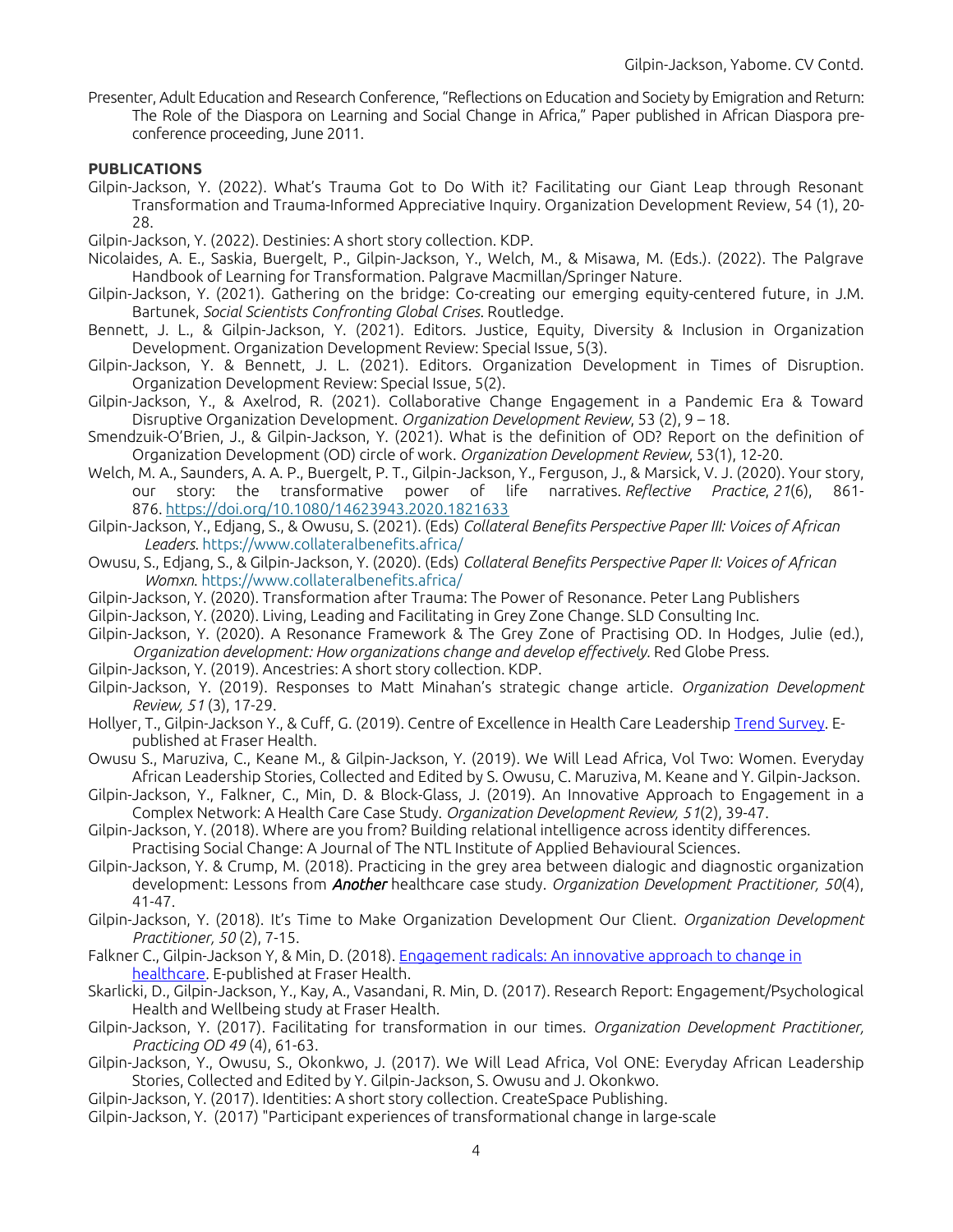Presenter, Adult Education and Research Conference, "Reflections on Education and Society by Emigration and Return: The Role of the Diaspora on Learning and Social Change in Africa," Paper published in African Diaspora pre-conference proceeding, June 2011.

**PUBLICATIONS**

Gilpin-Jackson, Y. (2022). What's Trauma Got to Do With it? Facilitating our Giant Leap through Resonant Transformation and Trauma-Informed Appreciative Inquiry. Organization Development Review, 54 (1), 20-28.

Gilpin-Jackson, Y. (2022). Destinies: A short story collection. KDP.

Nicolaides, A. E., Saskia, Buergelt, P., Gilpin-Jackson, Y., Welch, M., & Misawa, M. (Eds.). (2022). The Palgrave Handbook of Learning for Transformation. Palgrave Macmillan/Springer Nature.

Gilpin-Jackson, Y. (2021). Gathering on the bridge: Co-creating our emerging equity-centered future, in J.M. Bartunek, *Social Scientists Confronting Global Crises*. Routledge.

Bennett, J. L., & Gilpin-Jackson, Y. (2021). Editors. Justice, Equity, Diversity & Inclusion in Organization Development. Organization Development Review: Special Issue, 5(3).

Gilpin-Jackson, Y. & Bennett, J. L. (2021). Editors. Organization Development in Times of Disruption. Organization Development Review: Special Issue, 5(2).

Gilpin-Jackson, Y., & Axelrod, R. (2021). Collaborative Change Engagement in a Pandemic Era & Toward Disruptive Organization Development. *Organization Development Review*, 53 (2), 9 – 18.

Smendzuik-O'Brien, J., & Gilpin-Jackson, Y. (2021). What is the definition of OD? Report on the definition of Organization Development (OD) circle of work. *Organization Development Review*, 53(1), 12-20.

Welch, M. A., Saunders, A. A. P., Buergelt, P. T., Gilpin-Jackson, Y., Ferguson, J., & Marsick, V. J. (2020). Your story, our story: the transformative power of life narratives. *Reflective Practice*, *21*(6), 861-876. https://doi.org/10.1080/14623943.2020.1821633

Gilpin-Jackson, Y., Edjang, S., & Owusu, S. (2021). (Eds) *Collateral Benefits Perspective Paper III: Voices of African Leaders*. https://www.collateralbenefits.africa/

Owusu, S., Edjang, S., & Gilpin-Jackson, Y. (2020). (Eds) *Collateral Benefits Perspective Paper II: Voices of African Womxn*. https://www.collateralbenefits.africa/

Gilpin-Jackson, Y. (2020). Transformation after Trauma: The Power of Resonance. Peter Lang Publishers

Gilpin-Jackson, Y. (2020). Living, Leading and Facilitating in Grey Zone Change. SLD Consulting Inc.

Gilpin-Jackson, Y. (2020). A Resonance Framework & The Grey Zone of Practising OD. In Hodges, Julie (ed.), *Organization development: How organizations change and develop effectively*. Red Globe Press.

Gilpin-Jackson, Y. (2019). Ancestries: A short story collection. KDP.

Gilpin-Jackson, Y. (2019). Responses to Matt Minahan's strategic change article. *Organization Development Review, 51* (3), 17-29.

Hollyer, T., Gilpin-Jackson Y., & Cuff, G. (2019). Centre of Excellence in Health Care Leadership Trend Survey. E-published at Fraser Health.

Owusu S., Maruziva, C., Keane M., & Gilpin-Jackson, Y. (2019). We Will Lead Africa, Vol Two: Women. Everyday African Leadership Stories, Collected and Edited by S. Owusu, C. Maruziva, M. Keane and Y. Gilpin-Jackson.

Gilpin-Jackson, Y., Falkner, C., Min, D. & Block-Glass, J. (2019). An Innovative Approach to Engagement in a Complex Network: A Health Care Case Study. *Organization Development Review, 51*(2), 39-47.

Gilpin-Jackson, Y. (2018). Where are you from? Building relational intelligence across identity differences. Practising Social Change: A Journal of The NTL Institute of Applied Behavioural Sciences.

Gilpin-Jackson, Y. & Crump, M. (2018). Practicing in the grey area between dialogic and diagnostic organization development: Lessons from ***Another*** healthcare case study. *Organization Development Practitioner, 50*(4), 41-47.

Gilpin-Jackson, Y. (2018). It's Time to Make Organization Development Our Client. *Organization Development Practitioner, 50* (2), 7-15.

Falkner C., Gilpin-Jackson Y, & Min, D. (2018). Engagement radicals: An innovative approach to change in healthcare. E-published at Fraser Health.

Skarlicki, D., Gilpin-Jackson, Y., Kay, A., Vasandani, R. Min, D. (2017). Research Report: Engagement/Psychological Health and Wellbeing study at Fraser Health.

Gilpin-Jackson, Y. (2017). Facilitating for transformation in our times. *Organization Development Practitioner, Practicing OD 49* (4), 61-63.

Gilpin-Jackson, Y., Owusu, S., Okonkwo, J. (2017). We Will Lead Africa, Vol ONE: Everyday African Leadership Stories, Collected and Edited by Y. Gilpin-Jackson, S. Owusu and J. Okonkwo.

Gilpin-Jackson, Y. (2017). Identities: A short story collection. CreateSpace Publishing.

Gilpin-Jackson, Y. (2017) "Participant experiences of transformational change in large-scale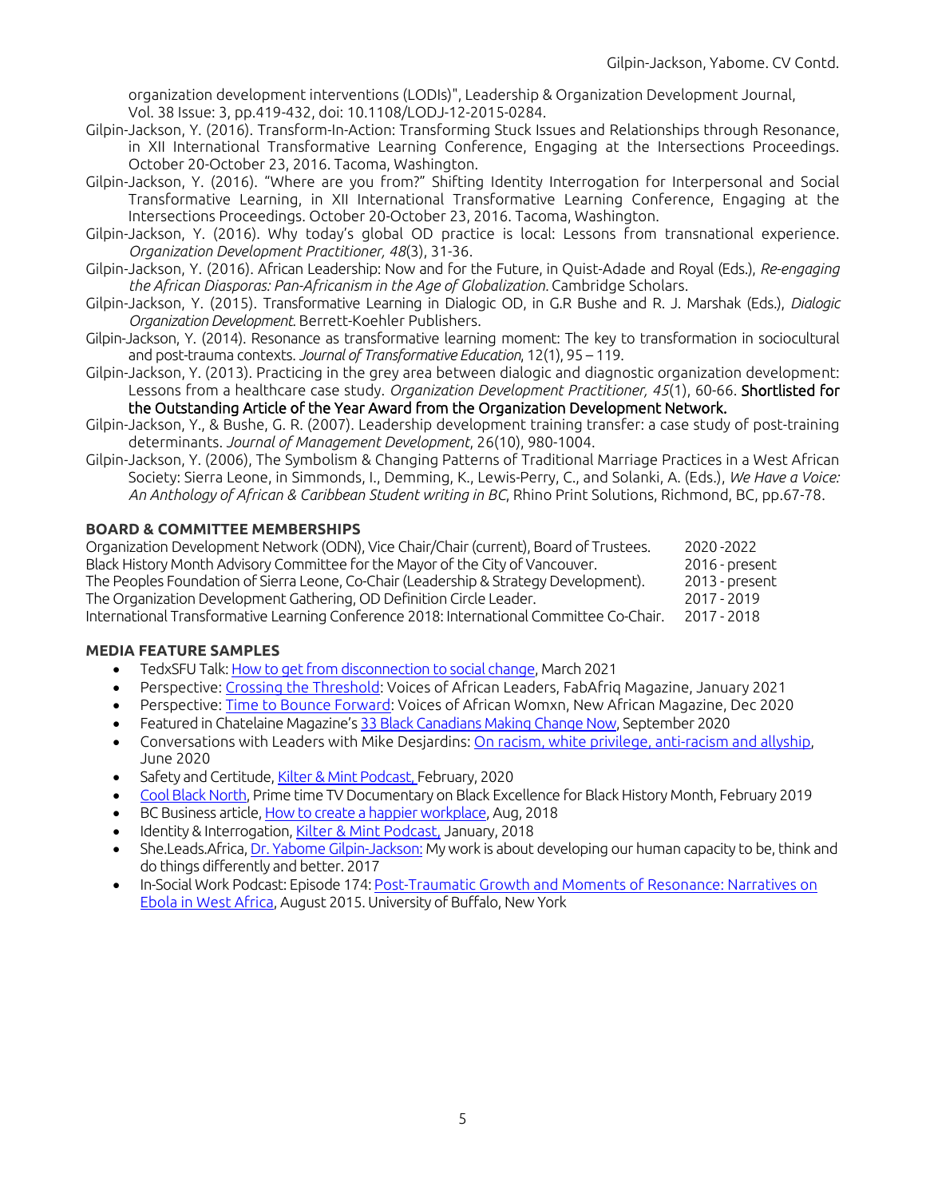organization development interventions (LODIs)", Leadership & Organization Development Journal, Vol. 38 Issue: 3, pp.419-432, doi: 10.1108/LODJ-12-2015-0284.

Gilpin-Jackson, Y. (2016). Transform-In-Action: Transforming Stuck Issues and Relationships through Resonance, in XII International Transformative Learning Conference, Engaging at the Intersections Proceedings. October 20-October 23, 2016. Tacoma, Washington.

Gilpin-Jackson, Y. (2016). "Where are you from?" Shifting Identity Interrogation for Interpersonal and Social Transformative Learning, in XII International Transformative Learning Conference, Engaging at the Intersections Proceedings. October 20-October 23, 2016. Tacoma, Washington.

Gilpin-Jackson, Y. (2016). Why today's global OD practice is local: Lessons from transnational experience. *Organization Development Practitioner, 48*(3), 31-36.

Gilpin-Jackson, Y. (2016). African Leadership: Now and for the Future, in Quist-Adade and Royal (Eds.), *Re-engaging the African Diasporas: Pan-Africanism in the Age of Globalization*. Cambridge Scholars.

Gilpin-Jackson, Y. (2015). Transformative Learning in Dialogic OD, in G.R Bushe and R. J. Marshak (Eds.), *Dialogic Organization Development*. Berrett-Koehler Publishers.

Gilpin-Jackson, Y. (2014). Resonance as transformative learning moment: The key to transformation in sociocultural and post-trauma contexts. *Journal of Transformative Education*, 12(1), 95 – 119.

Gilpin-Jackson, Y. (2013). Practicing in the grey area between dialogic and diagnostic organization development: Lessons from a healthcare case study. *Organization Development Practitioner, 45*(1), 60-66. Shortlisted for the Outstanding Article of the Year Award from the Organization Development Network.

Gilpin-Jackson, Y., & Bushe, G. R. (2007). Leadership development training transfer: a case study of post-training determinants. *Journal of Management Development*, 26(10), 980-1004.

Gilpin-Jackson, Y. (2006), The Symbolism & Changing Patterns of Traditional Marriage Practices in a West African Society: Sierra Leone, in Simmonds, I., Demming, K., Lewis-Perry, C., and Solanki, A. (Eds.), *We Have a Voice: An Anthology of African & Caribbean Student writing in BC*, Rhino Print Solutions, Richmond, BC, pp.67-78.

## BOARD & COMMITTEE MEMBERSHIPS

| | |
|---|---|
| Organization Development Network (ODN), Vice Chair/Chair (current), Board of Trustees. | 2020 -2022 |
| Black History Month Advisory Committee for the Mayor of the City of Vancouver. | 2016 - present |
| The Peoples Foundation of Sierra Leone, Co-Chair (Leadership & Strategy Development). | 2013 - present |
| The Organization Development Gathering, OD Definition Circle Leader. | 2017 - 2019 |
| International Transformative Learning Conference 2018: International Committee Co-Chair. | 2017 - 2018 |

## MEDIA FEATURE SAMPLES

- TedxSFU Talk: How to get from disconnection to social change, March 2021
- Perspective: Crossing the Threshold: Voices of African Leaders, FabAfriq Magazine, January 2021
- Perspective: Time to Bounce Forward: Voices of African Womxn, New African Magazine, Dec 2020
- Featured in Chatelaine Magazine's 33 Black Canadians Making Change Now, September 2020
- Conversations with Leaders with Mike Desjardins: On racism, white privilege, anti-racism and allyship, June 2020
- Safety and Certitude, Kilter & Mint Podcast, February, 2020
- Cool Black North, Prime time TV Documentary on Black Excellence for Black History Month, February 2019
- BC Business article, How to create a happier workplace, Aug, 2018
- Identity & Interrogation, Kilter & Mint Podcast, January, 2018
- She.Leads.Africa, Dr. Yabome Gilpin-Jackson: My work is about developing our human capacity to be, think and do things differently and better. 2017
- In-Social Work Podcast: Episode 174: Post-Traumatic Growth and Moments of Resonance: Narratives on Ebola in West Africa, August 2015. University of Buffalo, New York